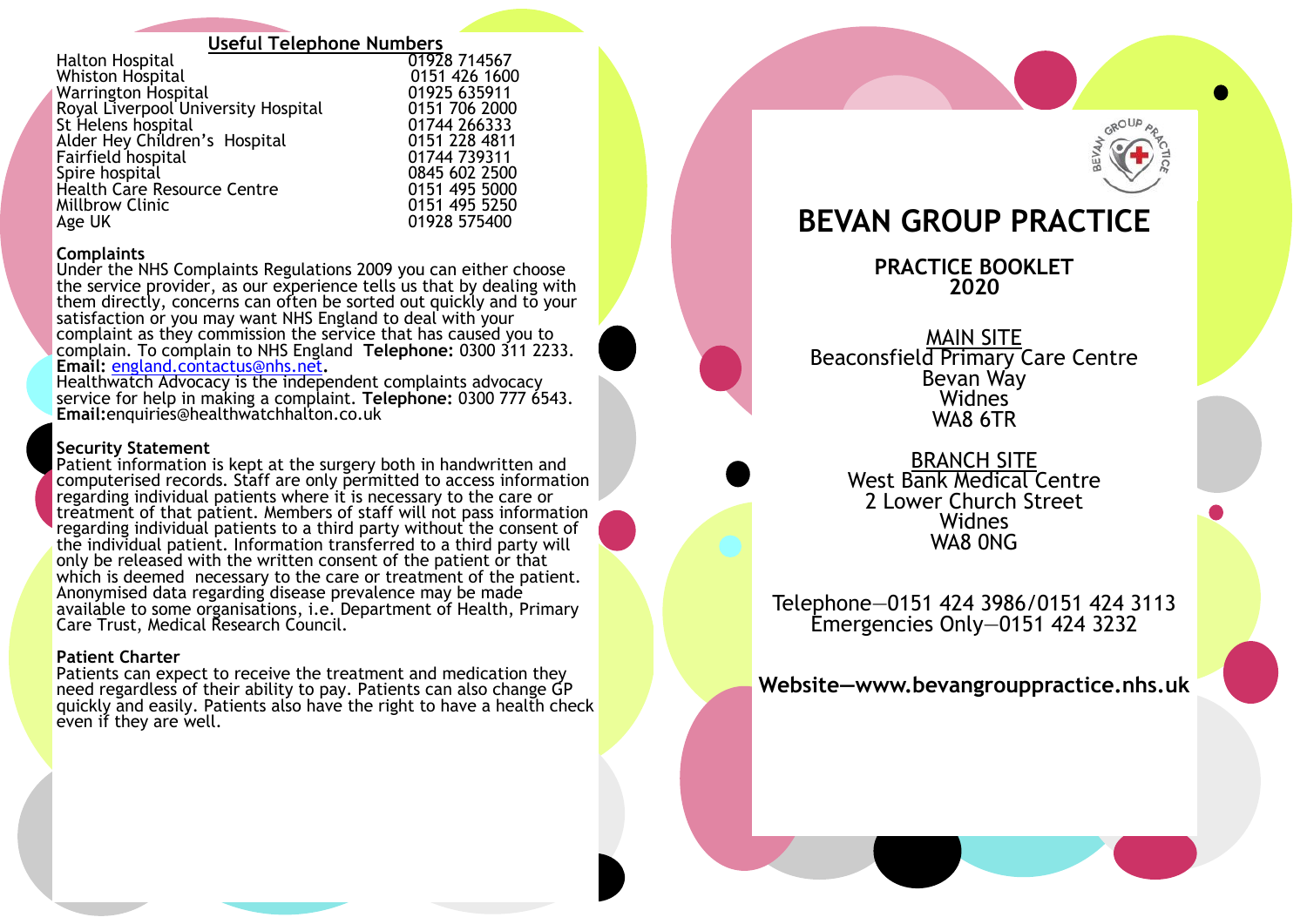## Useful Telephone Numbers

| | |
|---|---|
| Halton Hospital | 01928 714567 |
| Whiston Hospital | 0151 426 1600 |
| Warrington Hospital | 01925 635911 |
| Royal Liverpool University Hospital | 0151 706 2000 |
| St Helens hospital | 01744 266333 |
| Alder Hey Children's Hospital | 0151 228 4811 |
| Fairfield hospital | 01744 739311 |
| Spire hospital | 0845 602 2500 |
| Health Care Resource Centre | 0151 495 5000 |
| Millbrow Clinic | 0151 495 5250 |
| Age UK | 01928 575400 |

**Complaints**
Under the NHS Complaints Regulations 2009 you can either choose the service provider, as our experience tells us that by dealing with them directly, concerns can often be sorted out quickly and to your satisfaction or you may want NHS England to deal with your complaint as they commission the service that has caused you to complain. To complain to NHS England **Telephone:** 0300 311 2233. **Email:** england.contactus@nhs.net.
Healthwatch Advocacy is the independent complaints advocacy service for help in making a complaint. **Telephone:** 0300 777 6543. **Email:**enquiries@healthwatchhalton.co.uk

**Security Statement**
Patient information is kept at the surgery both in handwritten and computerised records. Staff are only permitted to access information regarding individual patients where it is necessary to the care or treatment of that patient. Members of staff will not pass information regarding individual patients to a third party without the consent of the individual patient. Information transferred to a third party will only be released with the written consent of the patient or that which is deemed necessary to the care or treatment of the patient. Anonymised data regarding disease prevalence may be made available to some organisations, i.e. Department of Health, Primary Care Trust, Medical Research Council.

**Patient Charter**
Patients can expect to receive the treatment and medication they need regardless of their ability to pay. Patients can also change GP quickly and easily. Patients also have the right to have a health check even if they are well.

# BEVAN GROUP PRACTICE

**PRACTICE BOOKLET 2020**

MAIN SITE
Beaconsfield Primary Care Centre
Bevan Way
Widnes
WA8 6TR

BRANCH SITE
West Bank Medical Centre
2 Lower Church Street
Widnes
WA8 0NG

Telephone—0151 424 3986/0151 424 3113
Emergencies Only—0151 424 3232

**Website—www.bevangrouppractice.nhs.uk**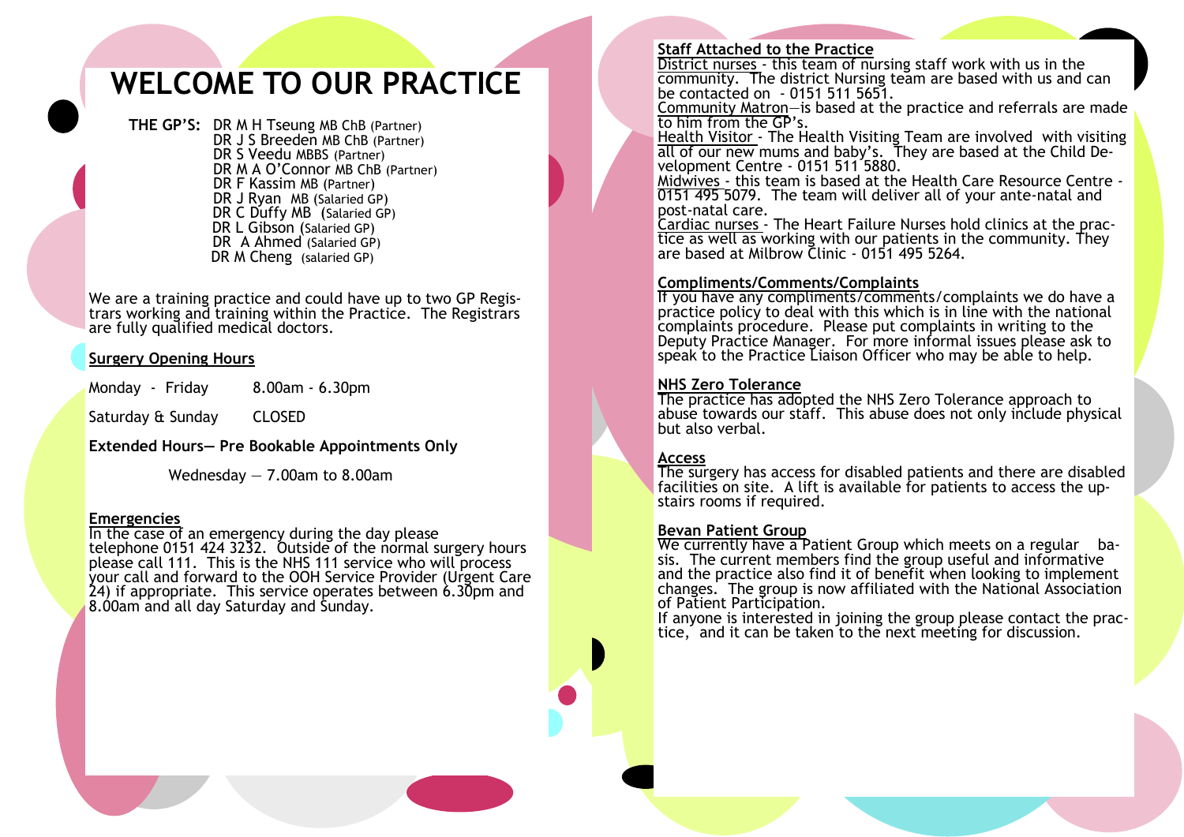# WELCOME TO OUR PRACTICE

**THE GP'S:**
DR M H Tseung MB ChB (Partner)
DR J S Breeden MB ChB (Partner)
DR S Veedu MBBS (Partner)
DR M A O'Connor MB ChB (Partner)
DR F Kassim MB (Partner)
DR J Ryan MB (Salaried GP)
DR C Duffy MB (Salaried GP)
DR L Gibson (Salaried GP)
DR A Ahmed (Salaried GP)
DR M Cheng (salaried GP)

We are a training practice and could have up to two GP Registrars working and training within the Practice. The Registrars are fully qualified medical doctors.

## Surgery Opening Hours

| | |
|---|---|
| Monday - Friday | 8.00am - 6.30pm |
| Saturday & Sunday | CLOSED |

**Extended Hours— Pre Bookable Appointments Only**

Wednesday — 7.00am to 8.00am

## Emergencies

In the case of an emergency during the day please telephone 0151 424 3232. Outside of the normal surgery hours please call 111. This is the NHS 111 service who will process your call and forward to the OOH Service Provider (Urgent Care 24) if appropriate. This service operates between 6.30pm and 8.00am and all day Saturday and Sunday.

## Staff Attached to the Practice

District nurses - this team of nursing staff work with us in the community. The district Nursing team are based with us and can be contacted on - 0151 511 5651.

Community Matron—is based at the practice and referrals are made to him from the GP's.

Health Visitor - The Health Visiting Team are involved with visiting all of our new mums and baby's. They are based at the Child Development Centre - 0151 511 5880.

Midwives - this team is based at the Health Care Resource Centre - 0151 495 5079. The team will deliver all of your ante-natal and post-natal care.

Cardiac nurses - The Heart Failure Nurses hold clinics at the practice as well as working with our patients in the community. They are based at Milbrow Clinic - 0151 495 5264.

## Compliments/Comments/Complaints

If you have any compliments/comments/complaints we do have a practice policy to deal with this which is in line with the national complaints procedure. Please put complaints in writing to the Deputy Practice Manager. For more informal issues please ask to speak to the Practice Liaison Officer who may be able to help.

## NHS Zero Tolerance

The practice has adopted the NHS Zero Tolerance approach to abuse towards our staff. This abuse does not only include physical but also verbal.

## Access

The surgery has access for disabled patients and there are disabled facilities on site. A lift is available for patients to access the upstairs rooms if required.

## Bevan Patient Group

We currently have a Patient Group which meets on a regular basis. The current members find the group useful and informative and the practice also find it of benefit when looking to implement changes. The group is now affiliated with the National Association of Patient Participation.

If anyone is interested in joining the group please contact the practice, and it can be taken to the next meeting for discussion.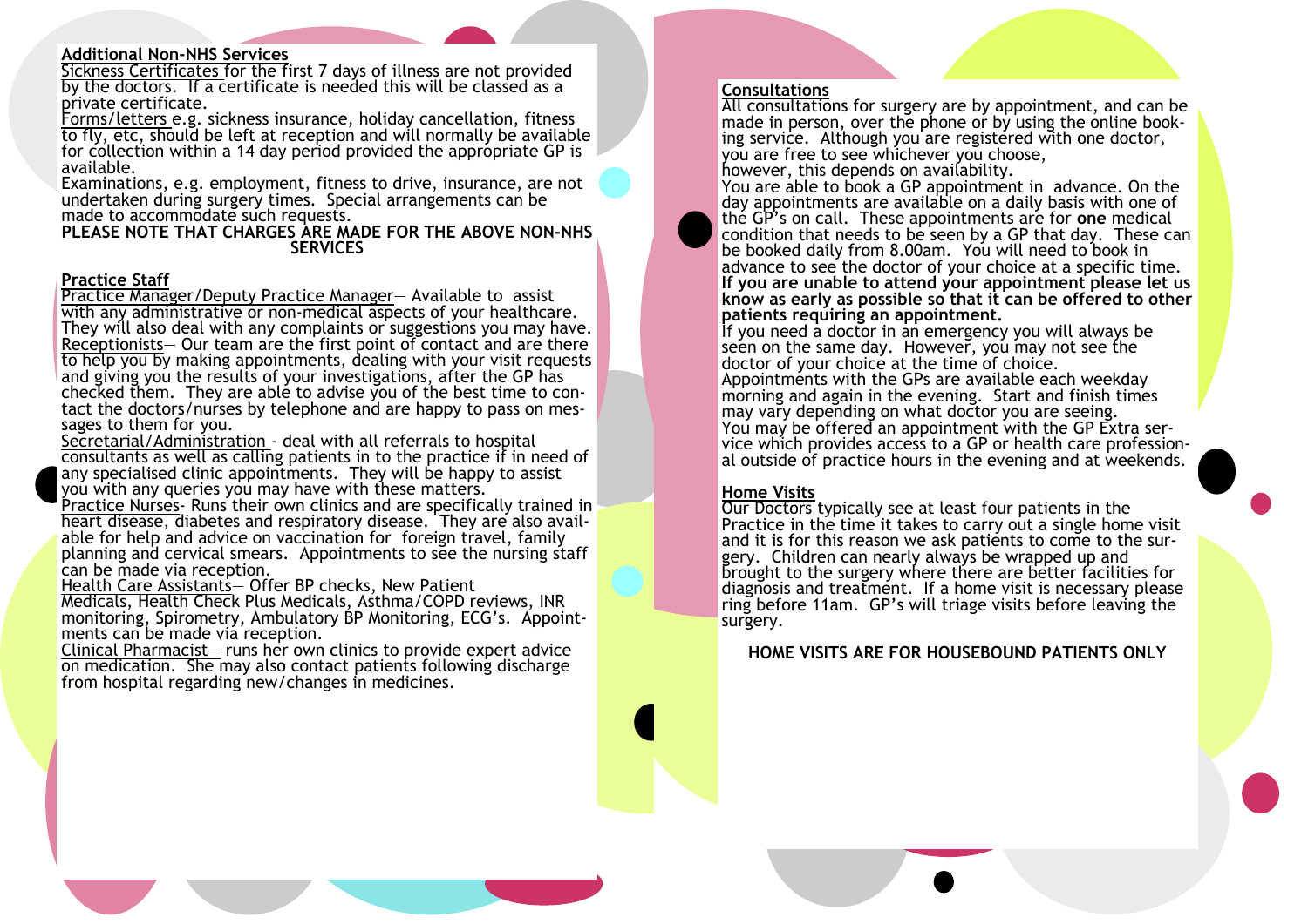## Additional Non-NHS Services

Sickness Certificates for the first 7 days of illness are not provided by the doctors. If a certificate is needed this will be classed as a private certificate.

Forms/letters e.g. sickness insurance, holiday cancellation, fitness to fly, etc, should be left at reception and will normally be available for collection within a 14 day period provided the appropriate GP is available.

Examinations, e.g. employment, fitness to drive, insurance, are not undertaken during surgery times. Special arrangements can be made to accommodate such requests.

**PLEASE NOTE THAT CHARGES ARE MADE FOR THE ABOVE NON-NHS SERVICES**

## Practice Staff

Practice Manager/Deputy Practice Manager— Available to assist with any administrative or non-medical aspects of your healthcare. They will also deal with any complaints or suggestions you may have.

Receptionists— Our team are the first point of contact and are there to help you by making appointments, dealing with your visit requests and giving you the results of your investigations, after the GP has checked them. They are able to advise you of the best time to contact the doctors/nurses by telephone and are happy to pass on messages to them for you.

Secretarial/Administration - deal with all referrals to hospital consultants as well as calling patients in to the practice if in need of any specialised clinic appointments. They will be happy to assist you with any queries you may have with these matters.

Practice Nurses- Runs their own clinics and are specifically trained in heart disease, diabetes and respiratory disease. They are also available for help and advice on vaccination for foreign travel, family planning and cervical smears. Appointments to see the nursing staff can be made via reception.

Health Care Assistants— Offer BP checks, New Patient Medicals, Health Check Plus Medicals, Asthma/COPD reviews, INR monitoring, Spirometry, Ambulatory BP Monitoring, ECG's. Appointments can be made via reception.

Clinical Pharmacist— runs her own clinics to provide expert advice on medication. She may also contact patients following discharge from hospital regarding new/changes in medicines.

## Consultations

All consultations for surgery are by appointment, and can be made in person, over the phone or by using the online booking service. Although you are registered with one doctor, you are free to see whichever you choose, however, this depends on availability.

You are able to book a GP appointment in advance. On the day appointments are available on a daily basis with one of the GP's on call. These appointments are for **one** medical condition that needs to be seen by a GP that day. These can be booked daily from 8.00am. You will need to book in advance to see the doctor of your choice at a specific time.

**If you are unable to attend your appointment please let us know as early as possible so that it can be offered to other patients requiring an appointment.**

If you need a doctor in an emergency you will always be seen on the same day. However, you may not see the doctor of your choice at the time of choice.

Appointments with the GPs are available each weekday morning and again in the evening. Start and finish times may vary depending on what doctor you are seeing.

You may be offered an appointment with the GP Extra service which provides access to a GP or health care professional outside of practice hours in the evening and at weekends.

## Home Visits

Our Doctors typically see at least four patients in the Practice in the time it takes to carry out a single home visit and it is for this reason we ask patients to come to the surgery. Children can nearly always be wrapped up and brought to the surgery where there are better facilities for diagnosis and treatment. If a home visit is necessary please ring before 11am. GP's will triage visits before leaving the surgery.

**HOME VISITS ARE FOR HOUSEBOUND PATIENTS ONLY**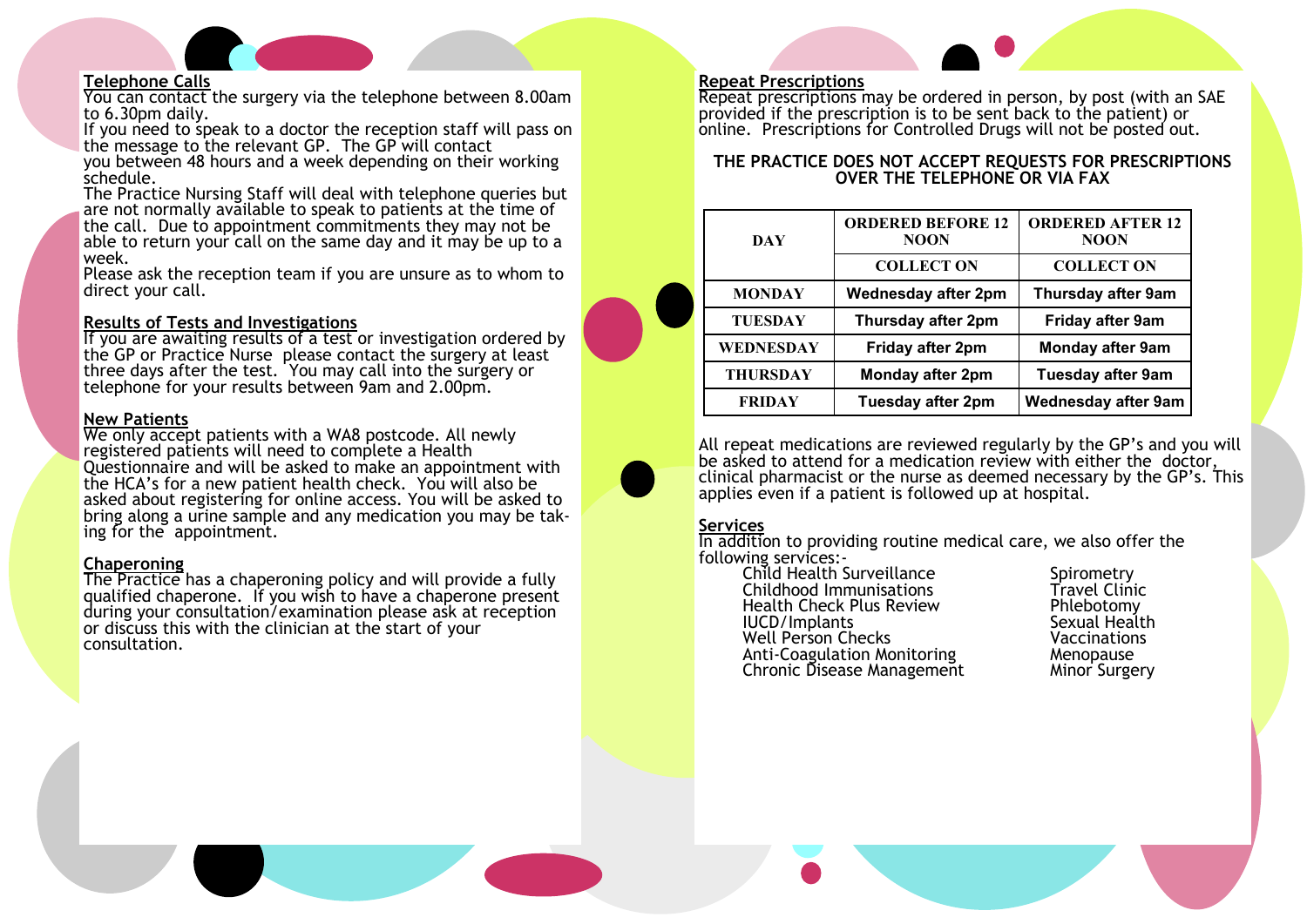## Telephone Calls

You can contact the surgery via the telephone between 8.00am to 6.30pm daily.

If you need to speak to a doctor the reception staff will pass on the message to the relevant GP. The GP will contact you between 48 hours and a week depending on their working schedule.

The Practice Nursing Staff will deal with telephone queries but are not normally available to speak to patients at the time of the call. Due to appointment commitments they may not be able to return your call on the same day and it may be up to a week.

Please ask the reception team if you are unsure as to whom to direct your call.

## Results of Tests and Investigations

If you are awaiting results of a test or investigation ordered by the GP or Practice Nurse please contact the surgery at least three days after the test. You may call into the surgery or telephone for your results between 9am and 2.00pm.

## New Patients

We only accept patients with a WA8 postcode. All newly registered patients will need to complete a Health Questionnaire and will be asked to make an appointment with the HCA's for a new patient health check. You will also be asked about registering for online access. You will be asked to bring along a urine sample and any medication you may be taking for the appointment.

## Chaperoning

The Practice has a chaperoning policy and will provide a fully qualified chaperone. If you wish to have a chaperone present during your consultation/examination please ask at reception or discuss this with the clinician at the start of your consultation.

## Repeat Prescriptions

Repeat prescriptions may be ordered in person, by post (with an SAE provided if the prescription is to be sent back to the patient) or online. Prescriptions for Controlled Drugs will not be posted out.

**THE PRACTICE DOES NOT ACCEPT REQUESTS FOR PRESCRIPTIONS OVER THE TELEPHONE OR VIA FAX**

| DAY | ORDERED BEFORE 12 NOON | ORDERED AFTER 12 NOON |
|---|---|---|
| | COLLECT ON | COLLECT ON |
| MONDAY | Wednesday after 2pm | Thursday after 9am |
| TUESDAY | Thursday after 2pm | Friday after 9am |
| WEDNESDAY | Friday after 2pm | Monday after 9am |
| THURSDAY | Monday after 2pm | Tuesday after 9am |
| FRIDAY | Tuesday after 2pm | Wednesday after 9am |

All repeat medications are reviewed regularly by the GP's and you will be asked to attend for a medication review with either the doctor, clinical pharmacist or the nurse as deemed necessary by the GP's. This applies even if a patient is followed up at hospital.

## Services

In addition to providing routine medical care, we also offer the following services:-

- Child Health Surveillance
- Childhood Immunisations
- Health Check Plus Review
- IUCD/Implants
- Well Person Checks
- Anti-Coagulation Monitoring
- Chronic Disease Management
- Spirometry
- Travel Clinic
- Phlebotomy
- Sexual Health
- Vaccinations
- Menopause
- Minor Surgery